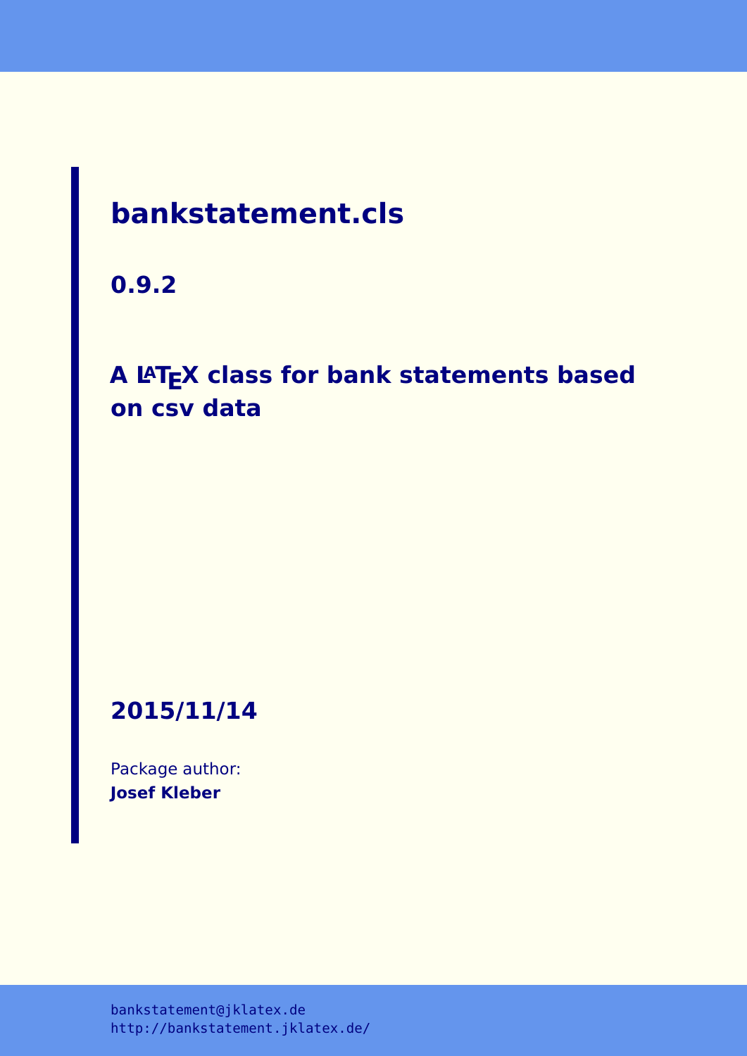# bankstatement.cls

## 0.9.2

## A LaTeX class for bank statements based on csv data

## 2015/11/14

Package author:
**Josef Kleber**

bankstatement@jklatex.de
http://bankstatement.jklatex.de/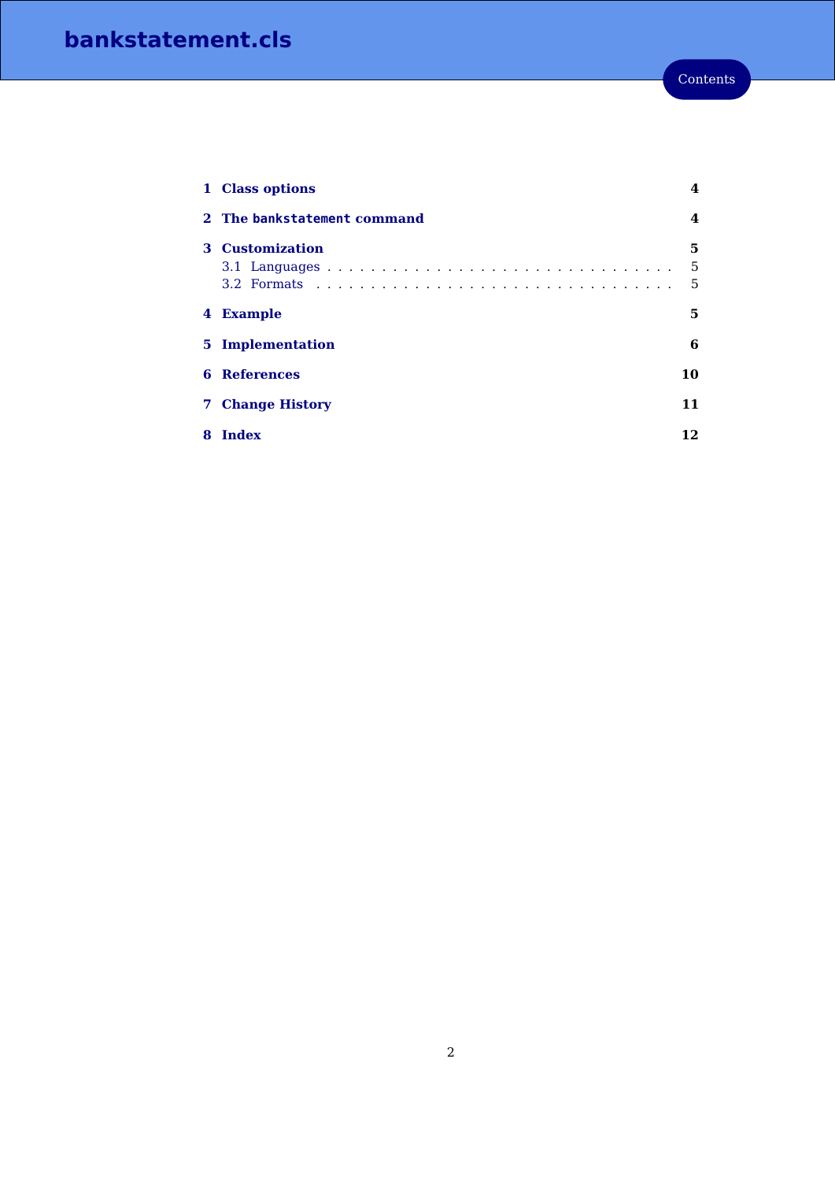# Contents

| | |
|---|---|
| **1 Class options** | **4** |
| **2 The `bankstatement` command** | **4** |
| **3 Customization** | **5** |
| 3.1 Languages | 5 |
| 3.2 Formats | 5 |
| **4 Example** | **5** |
| **5 Implementation** | **6** |
| **6 References** | **10** |
| **7 Change History** | **11** |
| **8 Index** | **12** |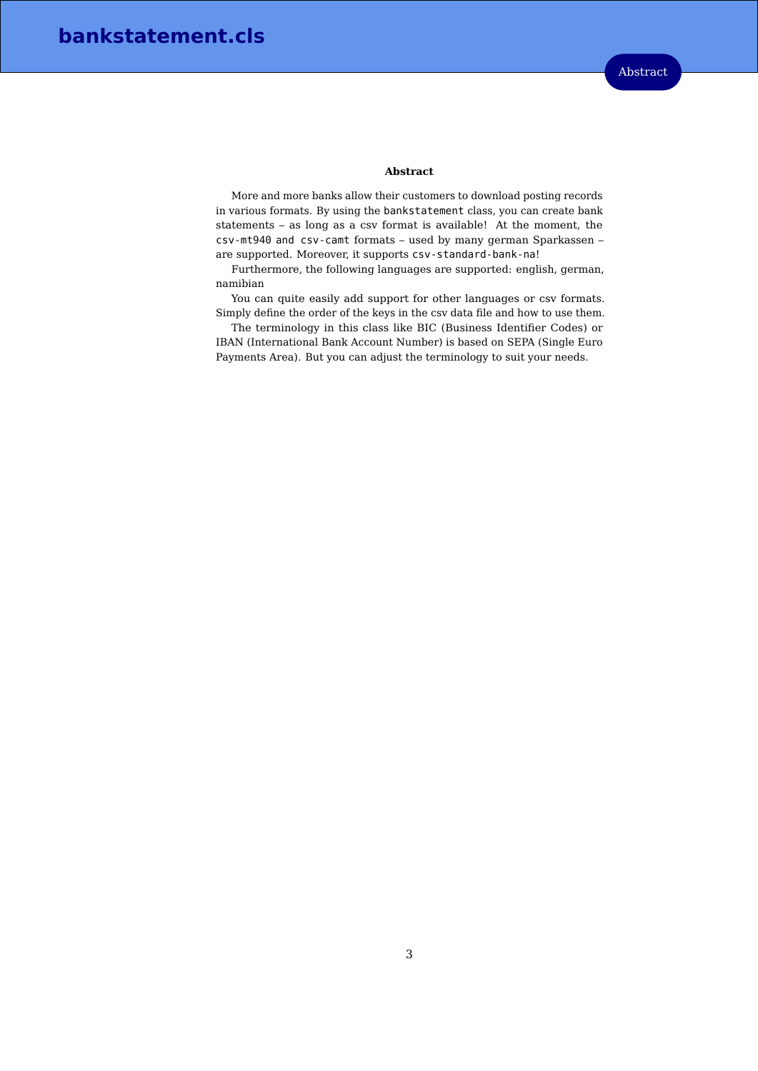**Abstract**

More and more banks allow their customers to download posting records in various formats. By using the `bankstatement` class, you can create bank statements – as long as a csv format is available! At the moment, the `csv-mt940` and `csv-camt` formats – used by many german Sparkassen – are supported. Moreover, it supports `csv-standard-bank-na`!

Furthermore, the following languages are supported: english, german, namibian

You can quite easily add support for other languages or csv formats. Simply define the order of the keys in the csv data file and how to use them.

The terminology in this class like BIC (Business Identifier Codes) or IBAN (International Bank Account Number) is based on SEPA (Single Euro Payments Area). But you can adjust the terminology to suit your needs.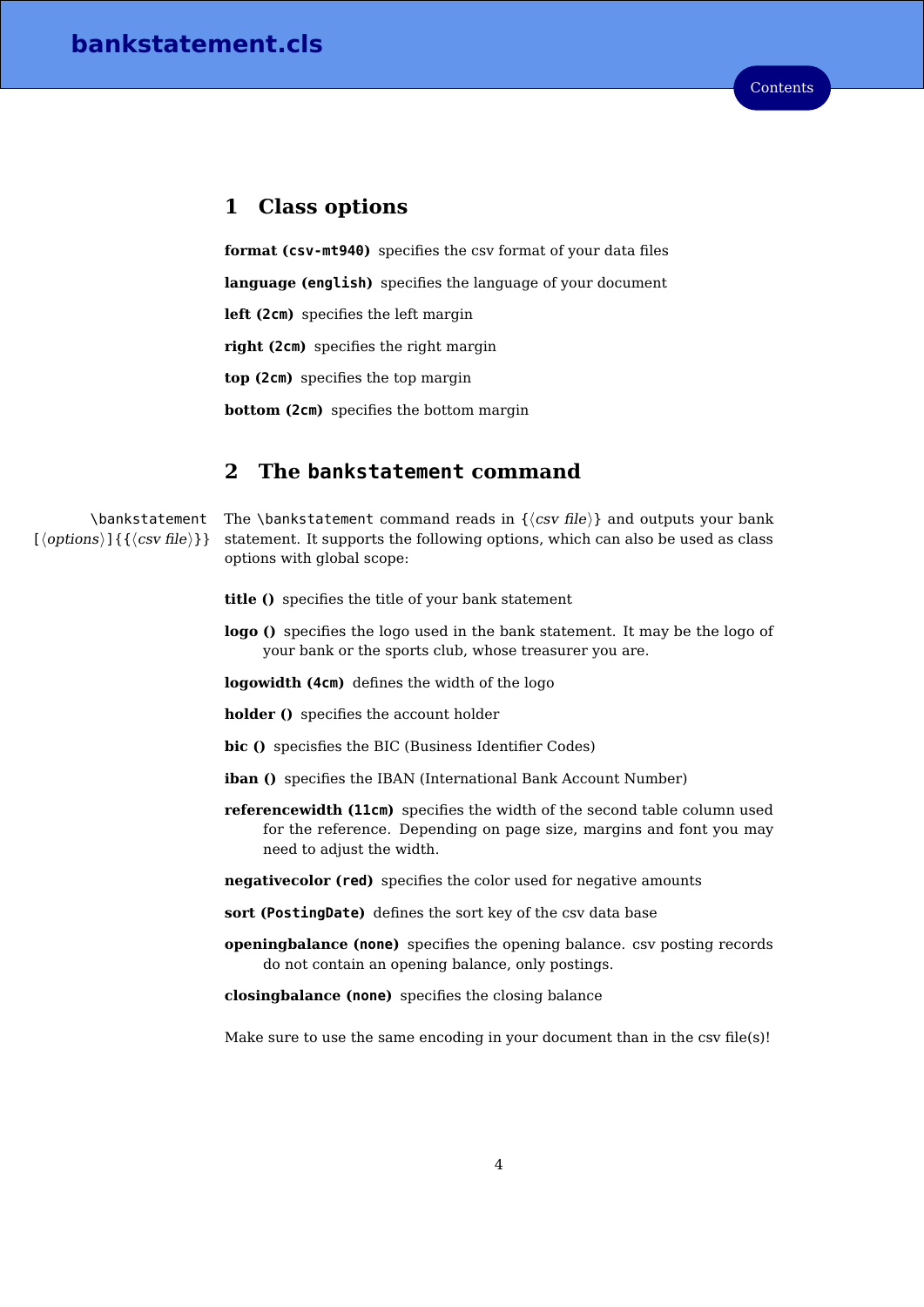## 1 Class options

**format (`csv-mt940`)** specifies the csv format of your data files

**language (`english`)** specifies the language of your document

**left (`2cm`)** specifies the left margin

**right (`2cm`)** specifies the right margin

**top (`2cm`)** specifies the top margin

**bottom (`2cm`)** specifies the bottom margin

## 2 The `bankstatement` command

`\bankstatement [⟨options⟩]{{⟨csv file⟩}}`

The `\bankstatement` command reads in {⟨*csv file*⟩} and outputs your bank statement. It supports the following options, which can also be used as class options with global scope:

**title ()** specifies the title of your bank statement

**logo ()** specifies the logo used in the bank statement. It may be the logo of your bank or the sports club, whose treasurer you are.

**logowidth (`4cm`)** defines the width of the logo

**holder ()** specifies the account holder

**bic ()** specisfies the BIC (Business Identifier Codes)

**iban ()** specifies the IBAN (International Bank Account Number)

**referencewidth (`11cm`)** specifies the width of the second table column used for the reference. Depending on page size, margins and font you may need to adjust the width.

**negativecolor (`red`)** specifies the color used for negative amounts

**sort (`PostingDate`)** defines the sort key of the csv data base

**openingbalance (`none`)** specifies the opening balance. csv posting records do not contain an opening balance, only postings.

**closingbalance (`none`)** specifies the closing balance

Make sure to use the same encoding in your document than in the csv file(s)!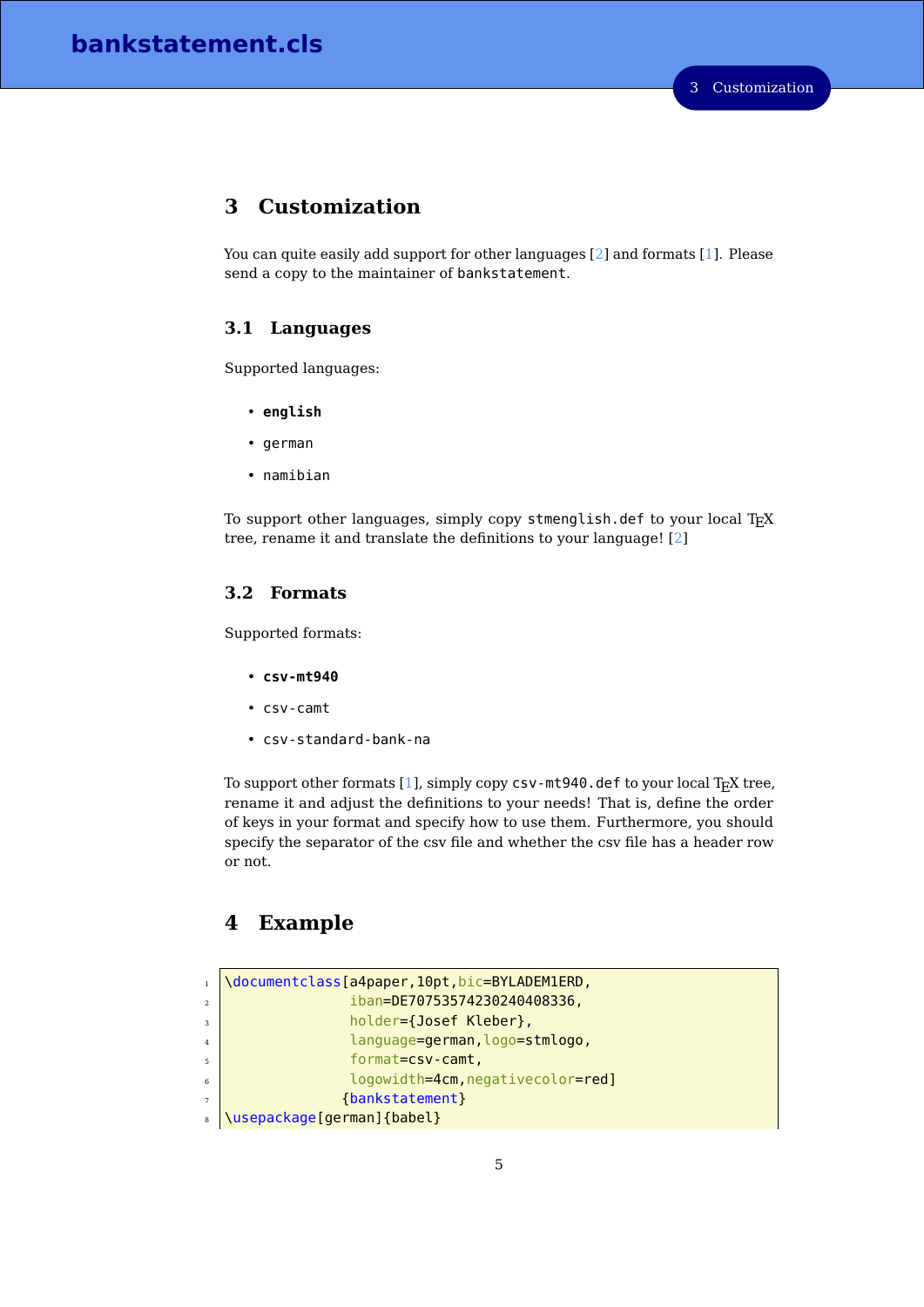## 3 Customization

You can quite easily add support for other languages [2] and formats [1]. Please send a copy to the maintainer of `bankstatement`.

### 3.1 Languages

Supported languages:

- **`english`**
- `german`
- `namibian`

To support other languages, simply copy `stmenglish.def` to your local TEX tree, rename it and translate the definitions to your language! [2]

### 3.2 Formats

Supported formats:

- **`csv-mt940`**
- `csv-camt`
- `csv-standard-bank-na`

To support other formats [1], simply copy `csv-mt940.def` to your local TEX tree, rename it and adjust the definitions to your needs! That is, define the order of keys in your format and specify how to use them. Furthermore, you should specify the separator of the csv file and whether the csv file has a header row or not.

## 4 Example

```
\documentclass[a4paper,10pt,bic=BYLADEM1ERD,
                iban=DE70753574230240408336,
                holder={Josef Kleber},
                language=german,logo=stmlogo,
                format=csv-camt,
                logowidth=4cm,negativecolor=red]
               {bankstatement}
\usepackage[german]{babel}
```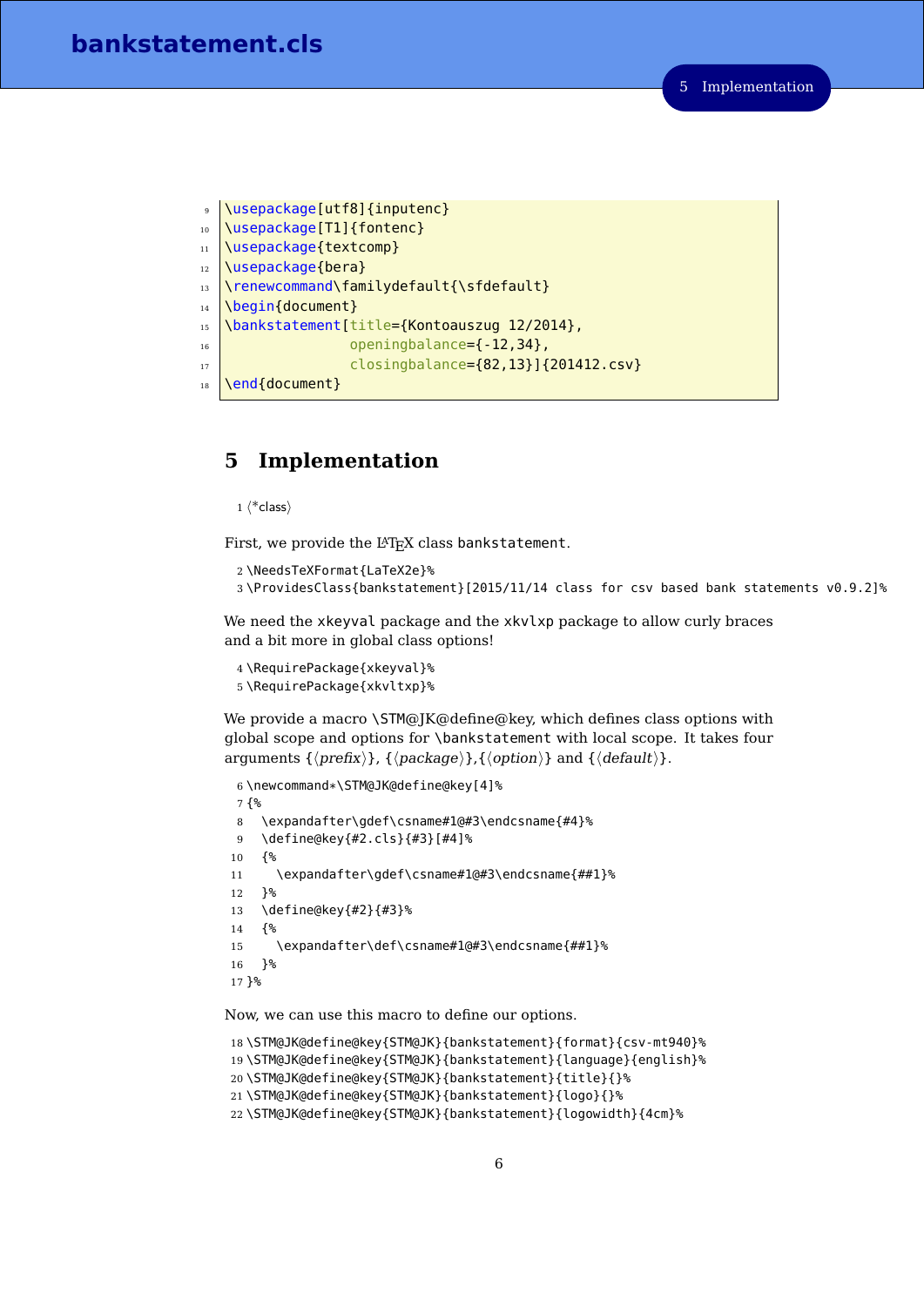```
9  \usepackage[utf8]{inputenc}
10 \usepackage[T1]{fontenc}
11 \usepackage{textcomp}
12 \usepackage{bera}
13 \renewcommand\familydefault{\sfdefault}
14 \begin{document}
15 \bankstatement[title={Kontoauszug 12/2014},
16                openingbalance={-12,34},
17                closingbalance={82,13}]{201412.csv}
18 \end{document}
```

## 5 Implementation

```
1 ⟨*class⟩
```

First, we provide the LaTeX class `bankstatement`.

```
2 \NeedsTeXFormat{LaTeX2e}%
3 \ProvidesClass{bankstatement}[2015/11/14 class for csv based bank statements v0.9.2]%
```

We need the `xkeyval` package and the `xkvltxp` package to allow curly braces and a bit more in global class options!

```
4 \RequirePackage{xkeyval}%
5 \RequirePackage{xkvltxp}%
```

We provide a macro `\STM@JK@define@key`, which defines class options with global scope and options for `\bankstatement` with local scope. It takes four arguments {⟨*prefix*⟩}, {⟨*package*⟩},{⟨*option*⟩} and {⟨*default*⟩}.

```
6 \newcommand*\STM@JK@define@key[4]%
7 {%
8   \expandafter\gdef\csname#1@#3\endcsname{#4}%
9   \define@key{#2.cls}{#3}[#4]%
10  {%
11    \expandafter\gdef\csname#1@#3\endcsname{##1}%
12  }%
13  \define@key{#2}{#3}%
14  {%
15    \expandafter\def\csname#1@#3\endcsname{##1}%
16  }%
17 }%
```

Now, we can use this macro to define our options.

```
18 \STM@JK@define@key{STM@JK}{bankstatement}{format}{csv-mt940}%
19 \STM@JK@define@key{STM@JK}{bankstatement}{language}{english}%
20 \STM@JK@define@key{STM@JK}{bankstatement}{title}{}%
21 \STM@JK@define@key{STM@JK}{bankstatement}{logo}{}%
22 \STM@JK@define@key{STM@JK}{bankstatement}{logowidth}{4cm}%
```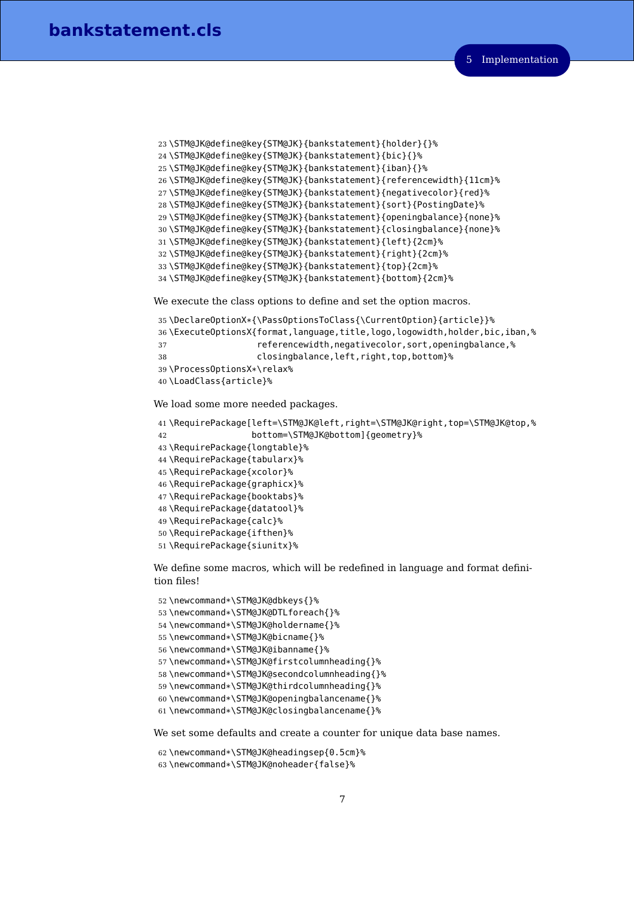```
23 \STM@JK@define@key{STM@JK}{bankstatement}{holder}{}%
24 \STM@JK@define@key{STM@JK}{bankstatement}{bic}{}%
25 \STM@JK@define@key{STM@JK}{bankstatement}{iban}{}%
26 \STM@JK@define@key{STM@JK}{bankstatement}{referencewidth}{11cm}%
27 \STM@JK@define@key{STM@JK}{bankstatement}{negativecolor}{red}%
28 \STM@JK@define@key{STM@JK}{bankstatement}{sort}{PostingDate}%
29 \STM@JK@define@key{STM@JK}{bankstatement}{openingbalance}{none}%
30 \STM@JK@define@key{STM@JK}{bankstatement}{closingbalance}{none}%
31 \STM@JK@define@key{STM@JK}{bankstatement}{left}{2cm}%
32 \STM@JK@define@key{STM@JK}{bankstatement}{right}{2cm}%
33 \STM@JK@define@key{STM@JK}{bankstatement}{top}{2cm}%
34 \STM@JK@define@key{STM@JK}{bankstatement}{bottom}{2cm}%
```

We execute the class options to define and set the option macros.

```
35 \DeclareOptionX*{\PassOptionsToClass{\CurrentOption}{article}}%
36 \ExecuteOptionsX{format,language,title,logo,logowidth,holder,bic,iban,%
37                  referencewidth,negativecolor,sort,openingbalance,%
38                  closingbalance,left,right,top,bottom}%
39 \ProcessOptionsX*\relax%
40 \LoadClass{article}%
```

We load some more needed packages.

```
41 \RequirePackage[left=\STM@JK@left,right=\STM@JK@right,top=\STM@JK@top,%
42                 bottom=\STM@JK@bottom]{geometry}%
43 \RequirePackage{longtable}%
44 \RequirePackage{tabularx}%
45 \RequirePackage{xcolor}%
46 \RequirePackage{graphicx}%
47 \RequirePackage{booktabs}%
48 \RequirePackage{datatool}%
49 \RequirePackage{calc}%
50 \RequirePackage{ifthen}%
51 \RequirePackage{siunitx}%
```

We define some macros, which will be redefined in language and format definition files!

```
52 \newcommand*\STM@JK@dbkeys{}%
53 \newcommand*\STM@JK@DTLforeach{}%
54 \newcommand*\STM@JK@holdername{}%
55 \newcommand*\STM@JK@bicname{}%
56 \newcommand*\STM@JK@ibanname{}%
57 \newcommand*\STM@JK@firstcolumnheading{}%
58 \newcommand*\STM@JK@secondcolumnheading{}%
59 \newcommand*\STM@JK@thirdcolumnheading{}%
60 \newcommand*\STM@JK@openingbalancename{}%
61 \newcommand*\STM@JK@closingbalancename{}%
```

We set some defaults and create a counter for unique data base names.

```
62 \newcommand*\STM@JK@headingsep{0.5cm}%
63 \newcommand*\STM@JK@noheader{false}%
```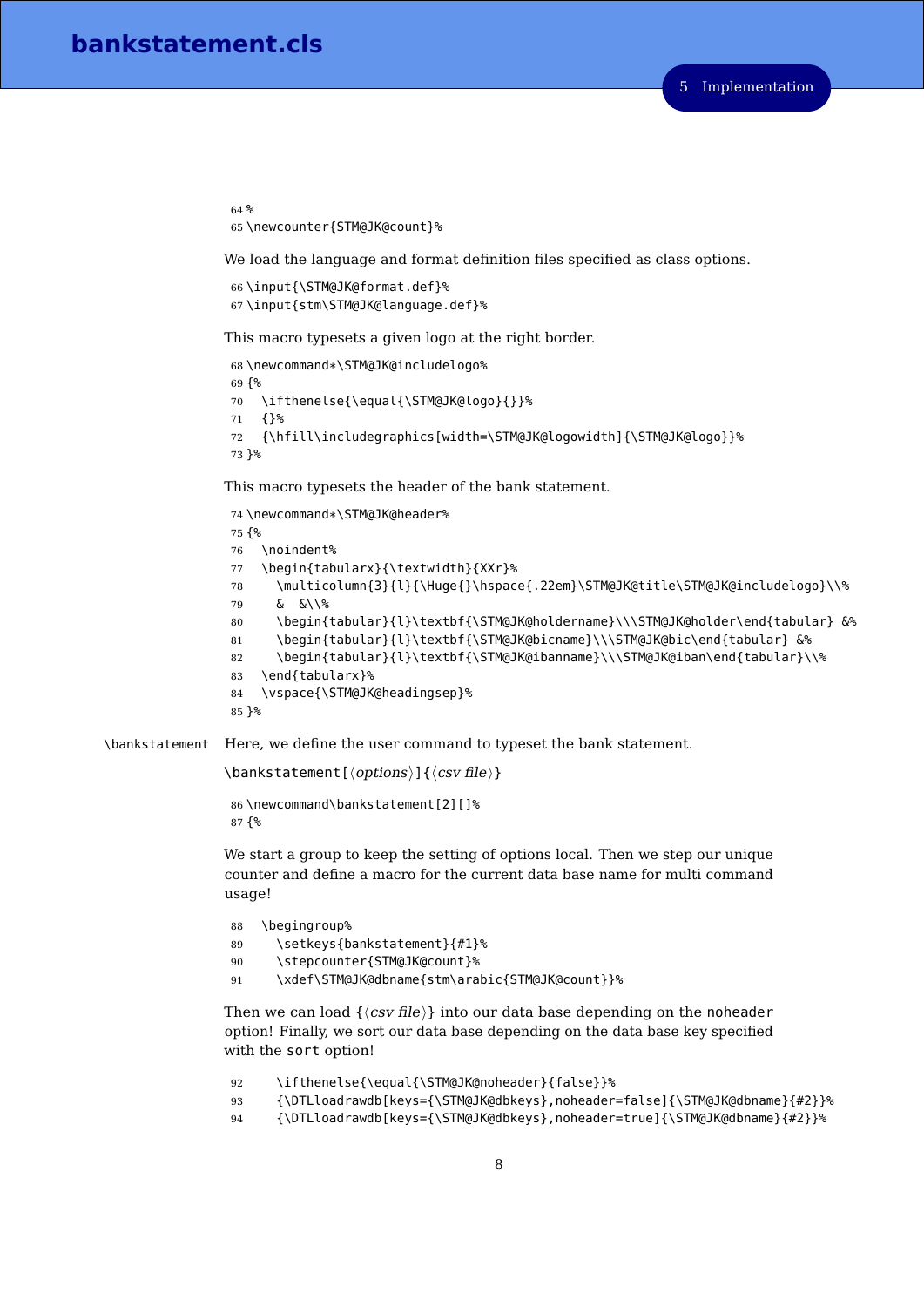```
64 %
65 \newcounter{STM@JK@count}%
```

We load the language and format definition files specified as class options.

```
66 \input{\STM@JK@format.def}%
67 \input{stm\STM@JK@language.def}%
```

This macro typesets a given logo at the right border.

```
68 \newcommand*\STM@JK@includelogo%
69 {%
70   \ifthenelse{\equal{\STM@JK@logo}{}}%
71   {}%
72   {\hfill\includegraphics[width=\STM@JK@logowidth]{\STM@JK@logo}}%
73 }%
```

This macro typesets the header of the bank statement.

```
74 \newcommand*\STM@JK@header%
75 {%
76   \noindent%
77   \begin{tabularx}{\textwidth}{XXr}%
78     \multicolumn{3}{l}{\Huge{}\hspace{.22em}\STM@JK@title\STM@JK@includelogo}\\%
79     &  &\\%
80     \begin{tabular}{l}\textbf{\STM@JK@holdername}\\\STM@JK@holder\end{tabular} &%
81     \begin{tabular}{l}\textbf{\STM@JK@bicname}\\\STM@JK@bic\end{tabular} &%
82     \begin{tabular}{l}\textbf{\STM@JK@ibanname}\\\STM@JK@iban\end{tabular}\\%
83   \end{tabularx}%
84   \vspace{\STM@JK@headingsep}%
85 }%
```

\bankstatement Here, we define the user command to typeset the bank statement.

\bankstatement[⟨*options*⟩]{⟨*csv file*⟩}

```
86 \newcommand\bankstatement[2][]%
87 {%
```

We start a group to keep the setting of options local. Then we step our unique counter and define a macro for the current data base name for multi command usage!

```
88   \begingroup%
89     \setkeys{bankstatement}{#1}%
90     \stepcounter{STM@JK@count}%
91     \xdef\STM@JK@dbname{stm\arabic{STM@JK@count}}%
```

Then we can load {⟨*csv file*⟩} into our data base depending on the noheader option! Finally, we sort our data base depending on the data base key specified with the sort option!

```
92     \ifthenelse{\equal{\STM@JK@noheader}{false}}%
93     {\DTLloadrawdb[keys={\STM@JK@dbkeys},noheader=false]{\STM@JK@dbname}{#2}}%
94     {\DTLloadrawdb[keys={\STM@JK@dbkeys},noheader=true]{\STM@JK@dbname}{#2}}%
```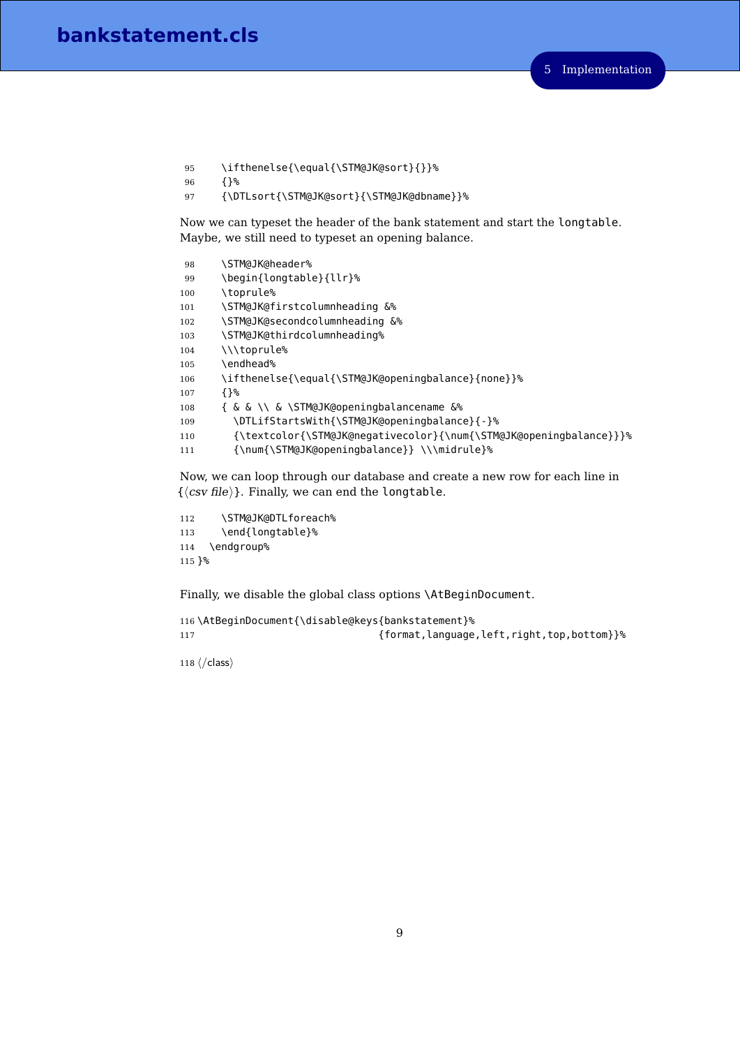```
95    \ifthenelse{\equal{\STM@JK@sort}{}}%
96    {}%
97    {\DTLsort{\STM@JK@sort}{\STM@JK@dbname}}%
```

Now we can typeset the header of the bank statement and start the `longtable`. Maybe, we still need to typeset an opening balance.

```
98    \STM@JK@header%
99    \begin{longtable}{llr}%
100   \toprule%
101   \STM@JK@firstcolumnheading &%
102   \STM@JK@secondcolumnheading &%
103   \STM@JK@thirdcolumnheading%
104   \\\toprule%
105   \endhead%
106   \ifthenelse{\equal{\STM@JK@openingbalance}{none}}%
107   {}%
108   { & & \\ & \STM@JK@openingbalancename &%
109     \DTLifStartsWith{\STM@JK@openingbalance}{-}%
110     {\textcolor{\STM@JK@negativecolor}{\num{\STM@JK@openingbalance}}}%
111     {\num{\STM@JK@openingbalance}} \\\midrule}%
```

Now, we can loop through our database and create a new row for each line in {⟨*csv file*⟩}. Finally, we can end the `longtable`.

```
112   \STM@JK@DTLforeach%
113   \end{longtable}%
114  \endgroup%
115 }%
```

Finally, we disable the global class options `\AtBeginDocument`.

```
116 \AtBeginDocument{\disable@keys{bankstatement}%
117                              {format,language,left,right,top,bottom}}%
```

```
118 ⟨/class⟩
```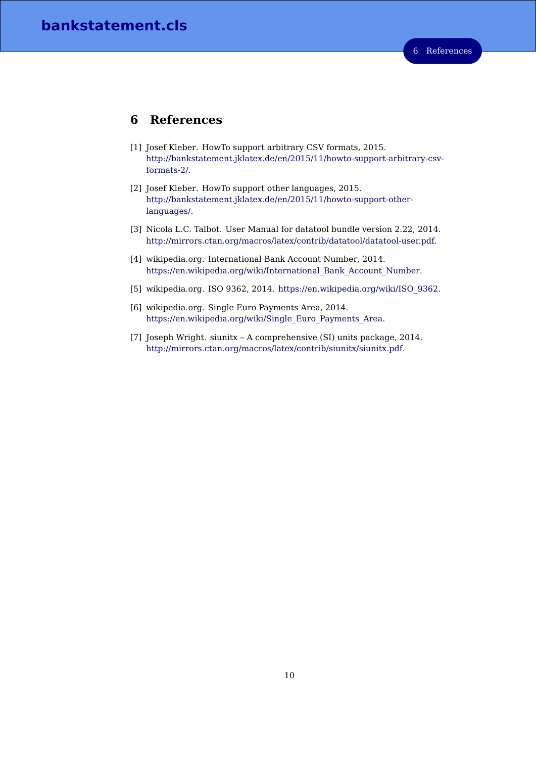# 6 References

[1] Josef Kleber. HowTo support arbitrary CSV formats, 2015. http://bankstatement.jklatex.de/en/2015/11/howto-support-arbitrary-csv-formats-2/.

[2] Josef Kleber. HowTo support other languages, 2015. http://bankstatement.jklatex.de/en/2015/11/howto-support-other-languages/.

[3] Nicola L.C. Talbot. User Manual for datatool bundle version 2.22, 2014. http://mirrors.ctan.org/macros/latex/contrib/datatool/datatool-user.pdf.

[4] wikipedia.org. International Bank Account Number, 2014. https://en.wikipedia.org/wiki/International_Bank_Account_Number.

[5] wikipedia.org. ISO 9362, 2014. https://en.wikipedia.org/wiki/ISO_9362.

[6] wikipedia.org. Single Euro Payments Area, 2014. https://en.wikipedia.org/wiki/Single_Euro_Payments_Area.

[7] Joseph Wright. siunitx – A comprehensive (SI) units package, 2014. http://mirrors.ctan.org/macros/latex/contrib/siunitx/siunitx.pdf.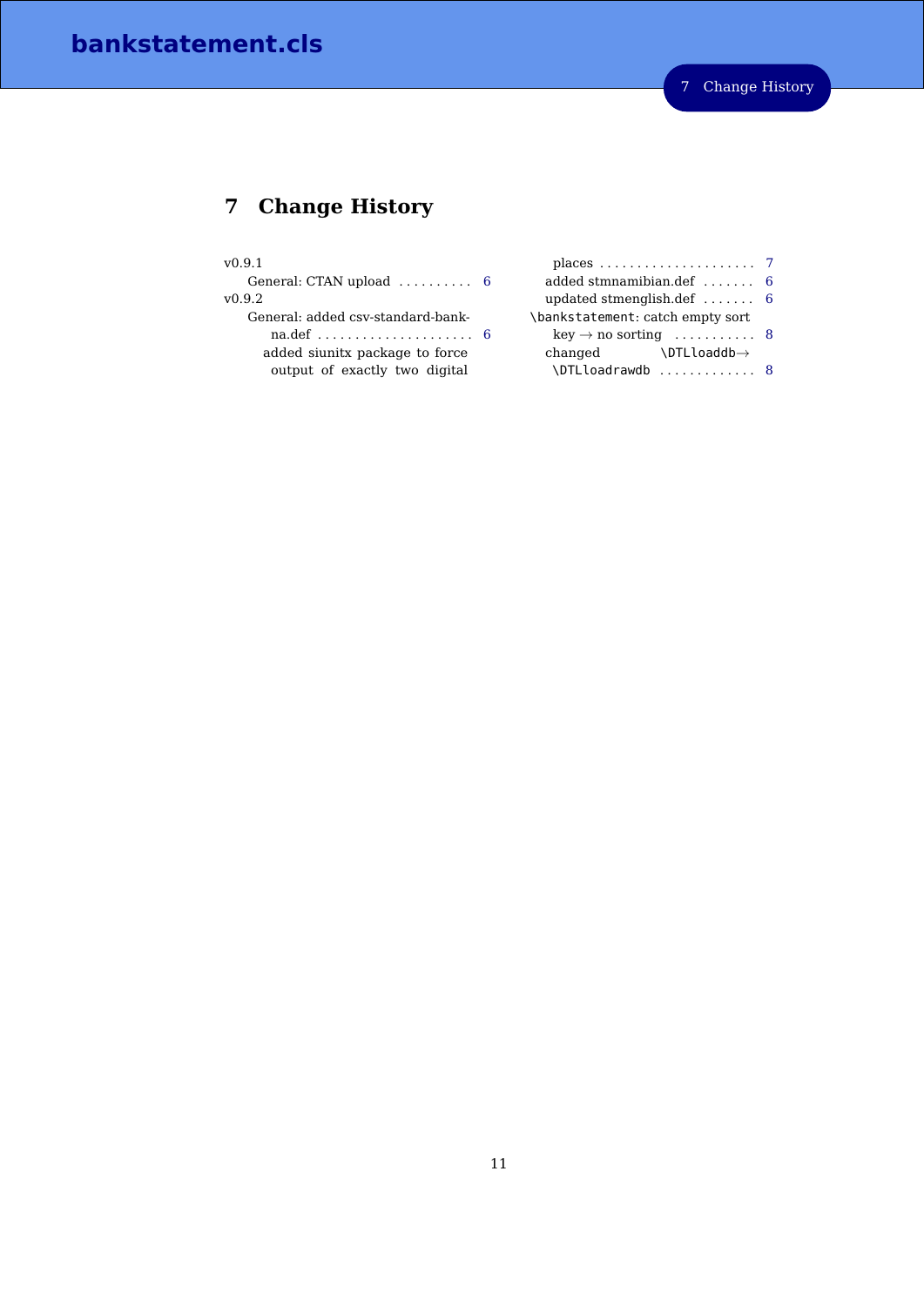# 7 Change History

v0.9.1

- General: CTAN upload . . . . . . . . . . 6

v0.9.2

- General: added csv-standard-bank-na.def . . . . . . . . . . . . . . . . . . . . . 6
  - added siunitx package to force output of exactly two digital places . . . . . . . . . . . . . . . . . . . . . 7
  - added stmnamibian.def . . . . . . . 6
  - updated stmenglish.def . . . . . . . 6
- `\bankstatement`: catch empty sort key → no sorting . . . . . . . . . . . 8
  - changed `\DTLloaddb`→ `\DTLloadrawdb` . . . . . . . . . . . . . 8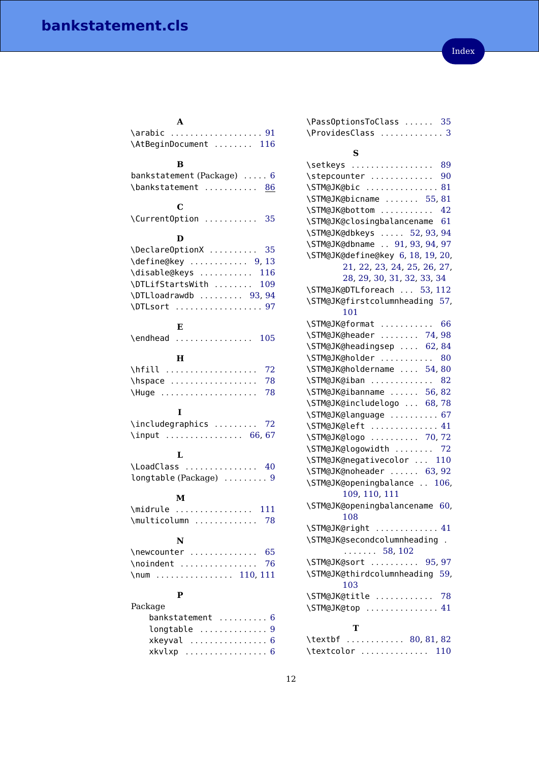**A**

\arabic ... 91
\AtBeginDocument ... 116

**B**

bankstatement (Package) ... 6
\bankstatement ... 86

**C**

\CurrentOption ... 35

**D**

\DeclareOptionX ... 35
\define@key ... 9, 13
\disable@keys ... 116
\DTLifStartsWith ... 109
\DTLloadrawdb ... 93, 94
\DTLsort ... 97

**E**

\endhead ... 105

**H**

\hfill ... 72
\hspace ... 78
\Huge ... 78

**I**

\includegraphics ... 72
\input ... 66, 67

**L**

\LoadClass ... 40
longtable (Package) ... 9

**M**

\midrule ... 111
\multicolumn ... 78

**N**

\newcounter ... 65
\noindent ... 76
\num ... 110, 111

**P**

Package
- bankstatement ... 6
- longtable ... 9
- xkeyval ... 6
- xkvlxp ... 6

\PassOptionsToClass ... 35
\ProvidesClass ... 3

**S**

\setkeys ... 89
\stepcounter ... 90
\STM@JK@bic ... 81
\STM@JK@bicname ... 55, 81
\STM@JK@bottom ... 42
\STM@JK@closingbalancename 61
\STM@JK@dbkeys ... 52, 93, 94
\STM@JK@dbname ... 91, 93, 94, 97
\STM@JK@define@key 6, 18, 19, 20, 21, 22, 23, 24, 25, 26, 27, 28, 29, 30, 31, 32, 33, 34
\STM@JK@DTLforeach ... 53, 112
\STM@JK@firstcolumnheading 57, 101
\STM@JK@format ... 66
\STM@JK@header ... 74, 98
\STM@JK@headingsep ... 62, 84
\STM@JK@holder ... 80
\STM@JK@holdername ... 54, 80
\STM@JK@iban ... 82
\STM@JK@ibanname ... 56, 82
\STM@JK@includelogo ... 68, 78
\STM@JK@language ... 67
\STM@JK@left ... 41
\STM@JK@logo ... 70, 72
\STM@JK@logowidth ... 72
\STM@JK@negativecolor ... 110
\STM@JK@noheader ... 63, 92
\STM@JK@openingbalance ... 106, 109, 110, 111
\STM@JK@openingbalancename 60, 108
\STM@JK@right ... 41
\STM@JK@secondcolumnheading ... 58, 102
\STM@JK@sort ... 95, 97
\STM@JK@thirdcolumnheading 59, 103
\STM@JK@title ... 78
\STM@JK@top ... 41

**T**

\textbf ... 80, 81, 82
\textcolor ... 110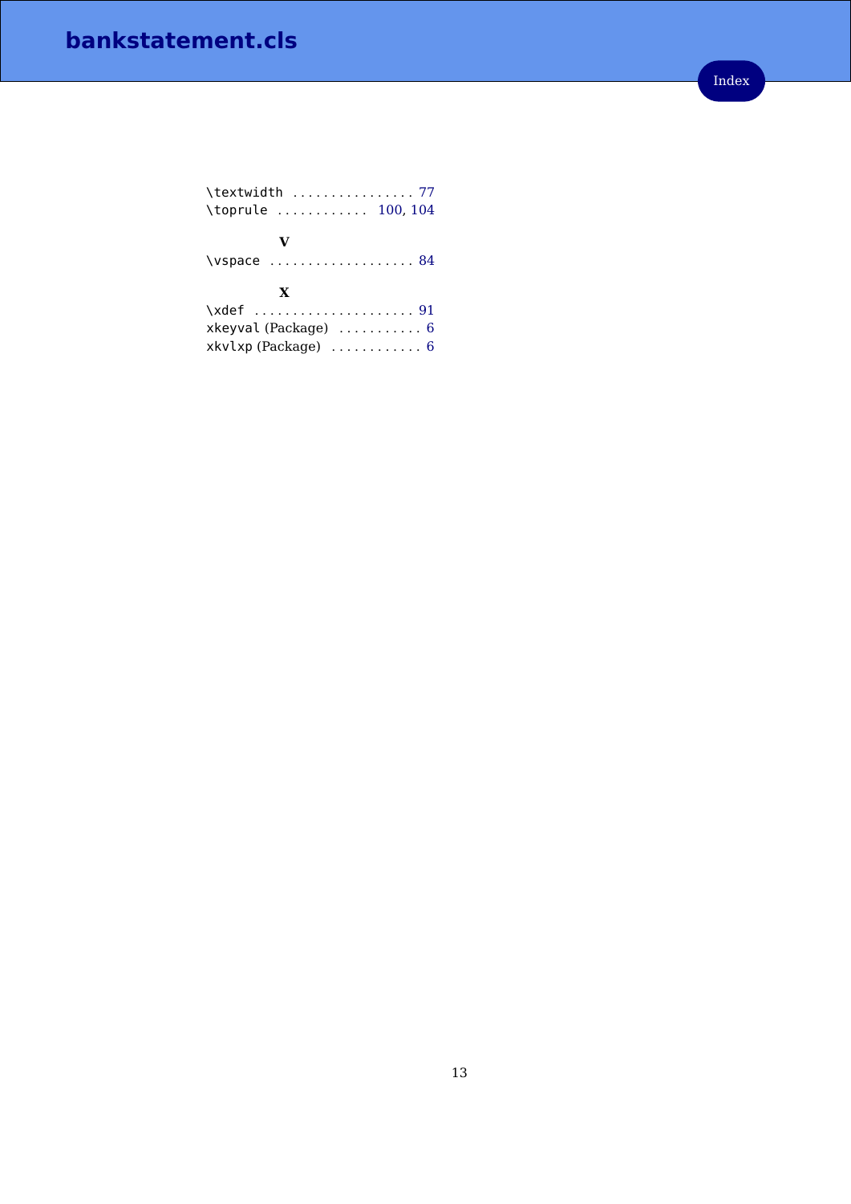\textwidth ................ 77
\toprule ............ 100, 104

**V**

\vspace ................... 84

**X**

\xdef ..................... 91
xkeyval (Package) ........... 6
xkvlxp (Package) ............ 6